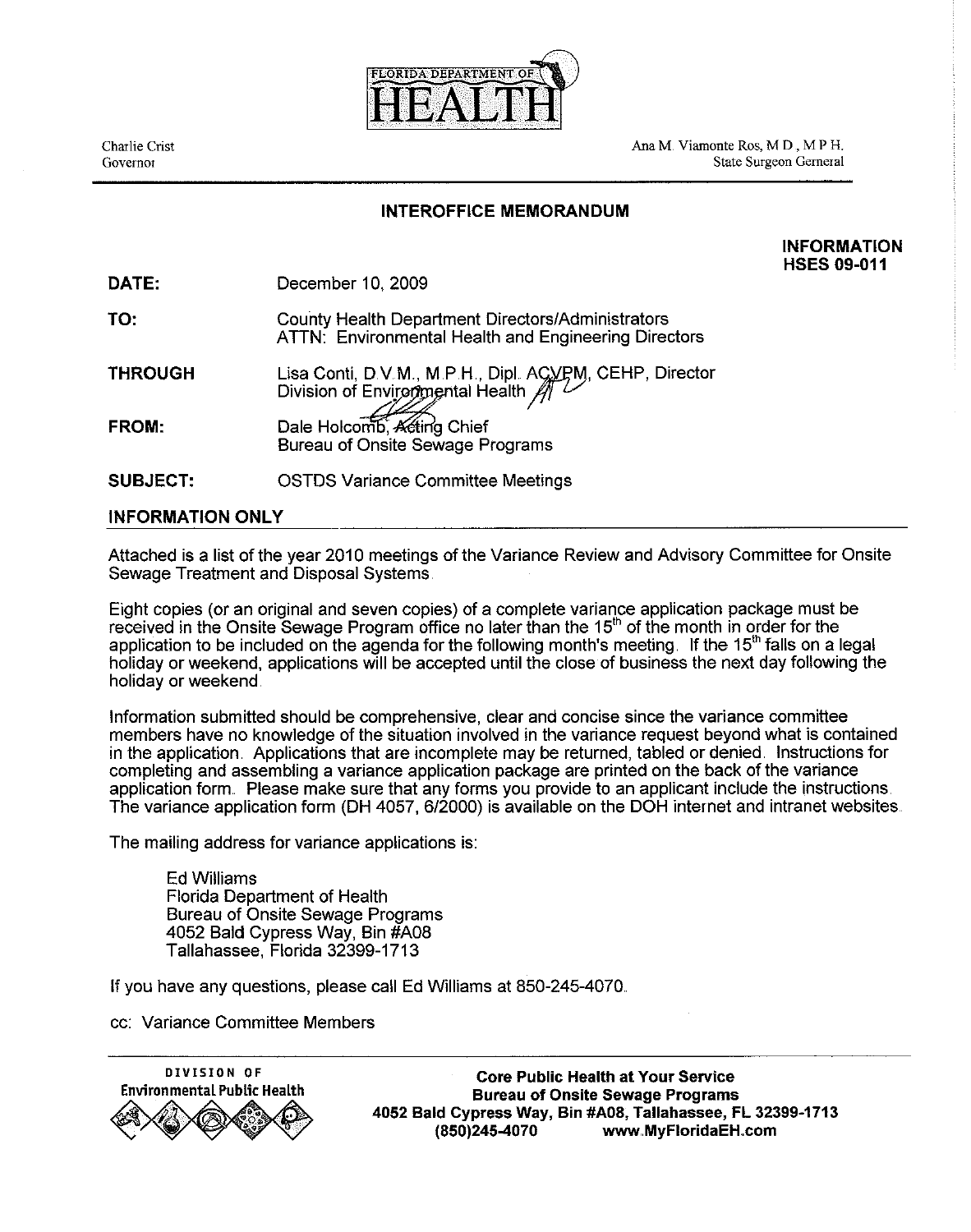FLORIDA DEPARTMENT OF HEALTH

Charlie Crist
Governor

Ana M. Viamonte Ros, M.D., M.P.H.
State Surgeon Gerneral

## INTEROFFICE MEMORANDUM

**INFORMATION**
**HSES 09-011**

**DATE:** December 10, 2009

**TO:** County Health Department Directors/Administrators
ATTN: Environmental Health and Engineering Directors

**THROUGH** Lisa Conti, D.V.M., M.P.H., Dipl. ACVPM, CEHP, Director
Division of Environmental Health

**FROM:** Dale Holcomb, Acting Chief
Bureau of Onsite Sewage Programs

**SUBJECT:** OSTDS Variance Committee Meetings

**INFORMATION ONLY**

Attached is a list of the year 2010 meetings of the Variance Review and Advisory Committee for Onsite Sewage Treatment and Disposal Systems.

Eight copies (or an original and seven copies) of a complete variance application package must be received in the Onsite Sewage Program office no later than the 15th of the month in order for the application to be included on the agenda for the following month's meeting. If the 15th falls on a legal holiday or weekend, applications will be accepted until the close of business the next day following the holiday or weekend.

Information submitted should be comprehensive, clear and concise since the variance committee members have no knowledge of the situation involved in the variance request beyond what is contained in the application. Applications that are incomplete may be returned, tabled or denied. Instructions for completing and assembling a variance application package are printed on the back of the variance application form. Please make sure that any forms you provide to an applicant include the instructions. The variance application form (DH 4057, 6/2000) is available on the DOH internet and intranet websites.

The mailing address for variance applications is:

Ed Williams
Florida Department of Health
Bureau of Onsite Sewage Programs
4052 Bald Cypress Way, Bin #A08
Tallahassee, Florida 32399-1713

If you have any questions, please call Ed Williams at 850-245-4070.

cc: Variance Committee Members

DIVISION OF
Environmental Public Health

**Core Public Health at Your Service**
**Bureau of Onsite Sewage Programs**
**4052 Bald Cypress Way, Bin #A08, Tallahassee, FL 32399-1713**
**(850)245-4070 www.MyFloridaEH.com**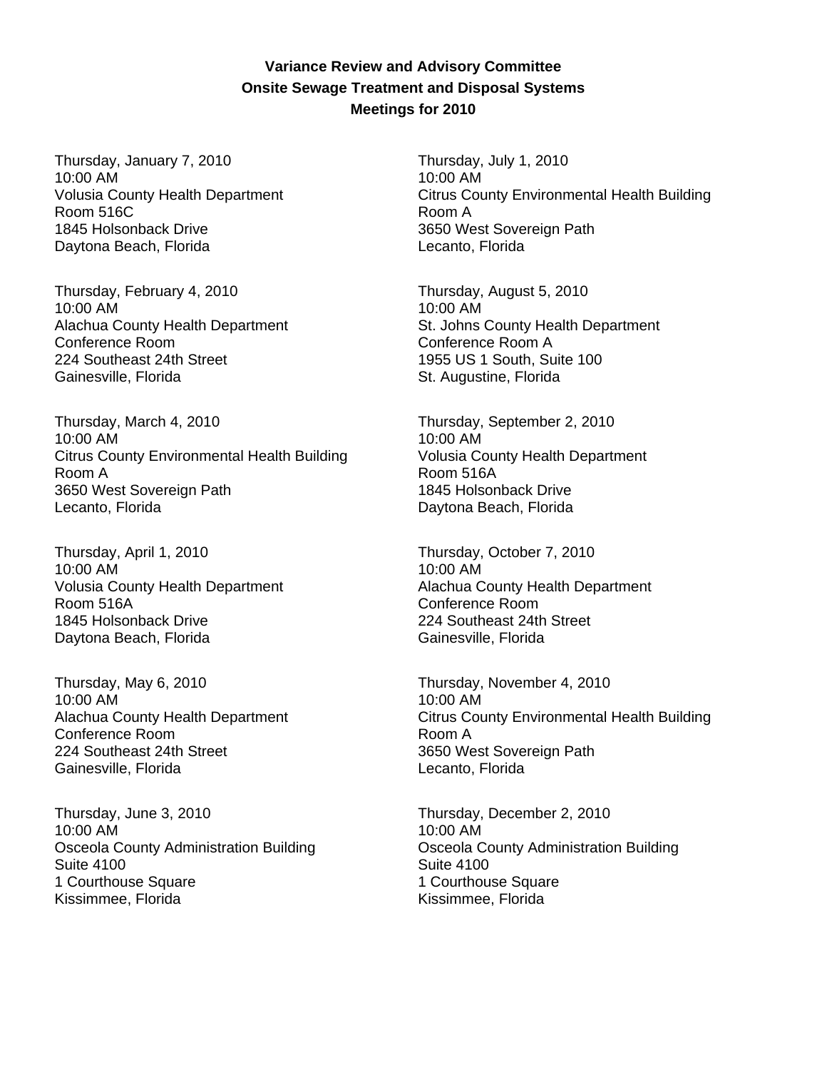**Variance Review and Advisory Committee**
**Onsite Sewage Treatment and Disposal Systems**
**Meetings for 2010**

Thursday, January 7, 2010
10:00 AM
Volusia County Health Department
Room 516C
1845 Holsonback Drive
Daytona Beach, Florida

Thursday, February 4, 2010
10:00 AM
Alachua County Health Department
Conference Room
224 Southeast 24th Street
Gainesville, Florida

Thursday, March 4, 2010
10:00 AM
Citrus County Environmental Health Building
Room A
3650 West Sovereign Path
Lecanto, Florida

Thursday, April 1, 2010
10:00 AM
Volusia County Health Department
Room 516A
1845 Holsonback Drive
Daytona Beach, Florida

Thursday, May 6, 2010
10:00 AM
Alachua County Health Department
Conference Room
224 Southeast 24th Street
Gainesville, Florida

Thursday, June 3, 2010
10:00 AM
Osceola County Administration Building
Suite 4100
1 Courthouse Square
Kissimmee, Florida

Thursday, July 1, 2010
10:00 AM
Citrus County Environmental Health Building
Room A
3650 West Sovereign Path
Lecanto, Florida

Thursday, August 5, 2010
10:00 AM
St. Johns County Health Department
Conference Room A
1955 US 1 South, Suite 100
St. Augustine, Florida

Thursday, September 2, 2010
10:00 AM
Volusia County Health Department
Room 516A
1845 Holsonback Drive
Daytona Beach, Florida

Thursday, October 7, 2010
10:00 AM
Alachua County Health Department
Conference Room
224 Southeast 24th Street
Gainesville, Florida

Thursday, November 4, 2010
10:00 AM
Citrus County Environmental Health Building
Room A
3650 West Sovereign Path
Lecanto, Florida

Thursday, December 2, 2010
10:00 AM
Osceola County Administration Building
Suite 4100
1 Courthouse Square
Kissimmee, Florida